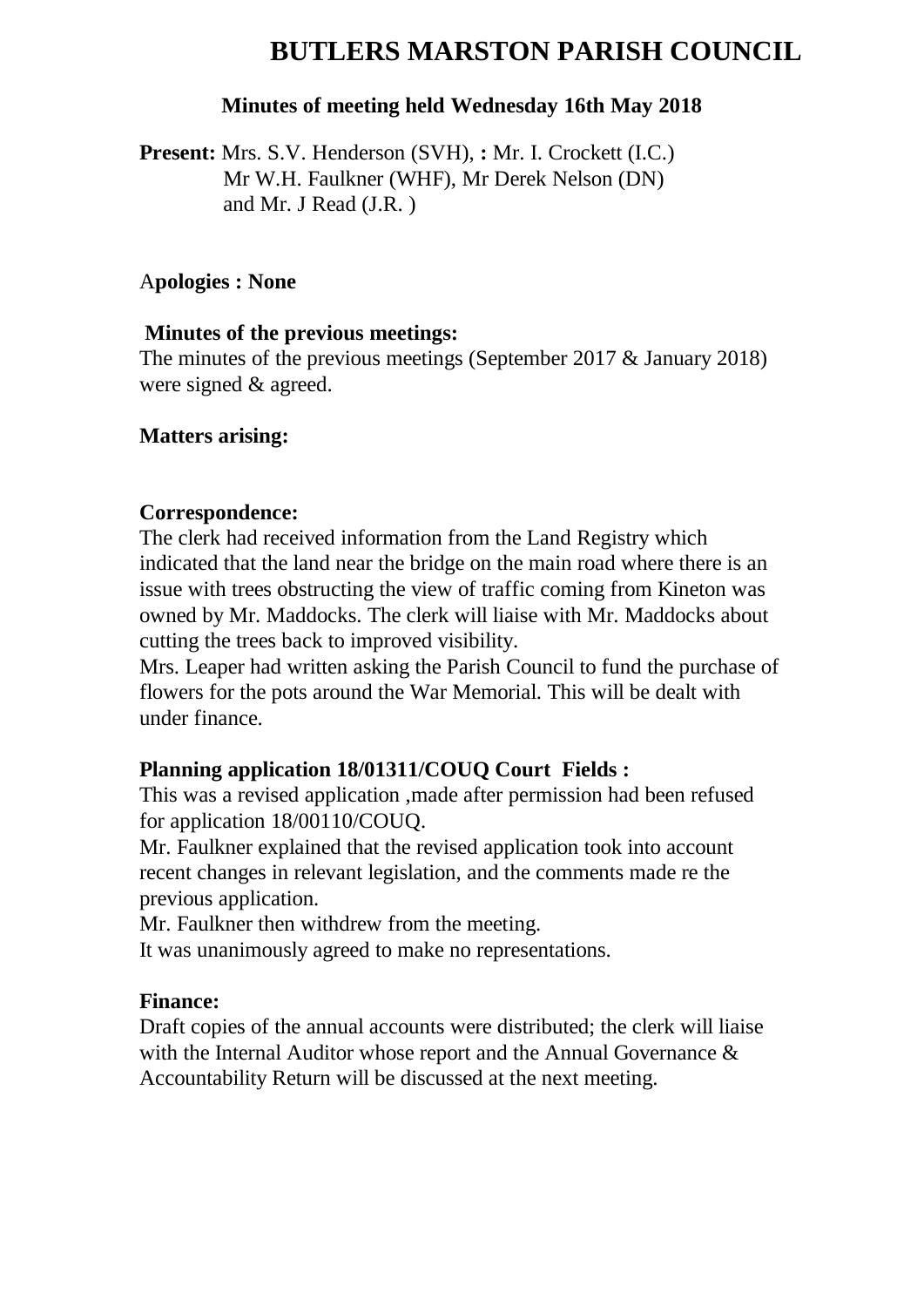# BUTLERS MARSTON PARISH COUNCIL

**Minutes of meeting held Wednesday 16th May 2018**

**Present:** Mrs. S.V. Henderson (SVH), **:** Mr. I. Crockett (I.C.)
Mr W.H. Faulkner (WHF), Mr Derek Nelson (DN)
and Mr. J Read (J.R. )

A**pologies : None**

**Minutes of the previous meetings:**
The minutes of the previous meetings (September 2017 & January 2018) were signed & agreed.

**Matters arising:**

**Correspondence:**
The clerk had received information from the Land Registry which indicated that the land near the bridge on the main road where there is an issue with trees obstructing the view of traffic coming from Kineton was owned by Mr. Maddocks. The clerk will liaise with Mr. Maddocks about cutting the trees back to improved visibility.
Mrs. Leaper had written asking the Parish Council to fund the purchase of flowers for the pots around the War Memorial. This will be dealt with under finance.

**Planning application 18/01311/COUQ Court Fields :**
This was a revised application ,made after permission had been refused for application 18/00110/COUQ.
Mr. Faulkner explained that the revised application took into account recent changes in relevant legislation, and the comments made re the previous application.
Mr. Faulkner then withdrew from the meeting.
It was unanimously agreed to make no representations.

**Finance:**
Draft copies of the annual accounts were distributed; the clerk will liaise with the Internal Auditor whose report and the Annual Governance & Accountability Return will be discussed at the next meeting.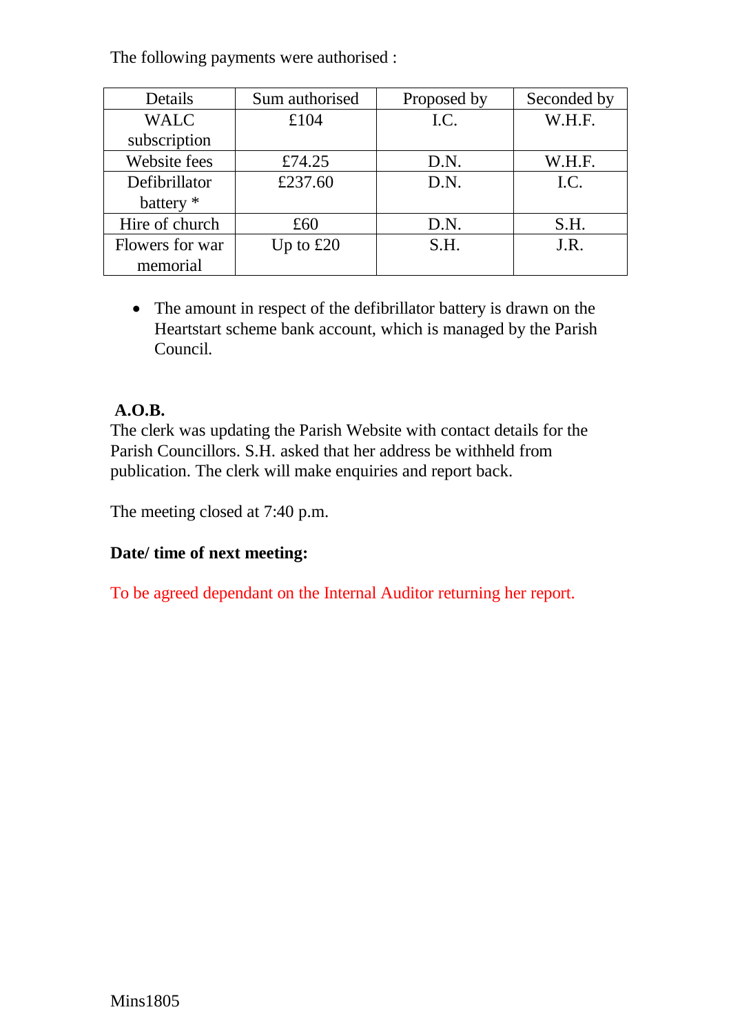The following payments were authorised :

| Details | Sum authorised | Proposed by | Seconded by |
|---|---|---|---|
| WALC subscription | £104 | I.C. | W.H.F. |
| Website fees | £74.25 | D.N. | W.H.F. |
| Defibrillator battery * | £237.60 | D.N. | I.C. |
| Hire of church | £60 | D.N. | S.H. |
| Flowers for war memorial | Up to £20 | S.H. | J.R. |

- The amount in respect of the defibrillator battery is drawn on the Heartstart scheme bank account, which is managed by the Parish Council.

**A.O.B.**

The clerk was updating the Parish Website with contact details for the Parish Councillors. S.H. asked that her address be withheld from publication. The clerk will make enquiries and report back.

The meeting closed at 7:40 p.m.

**Date/ time of next meeting:**

To be agreed dependant on the Internal Auditor returning her report.

Mins1805